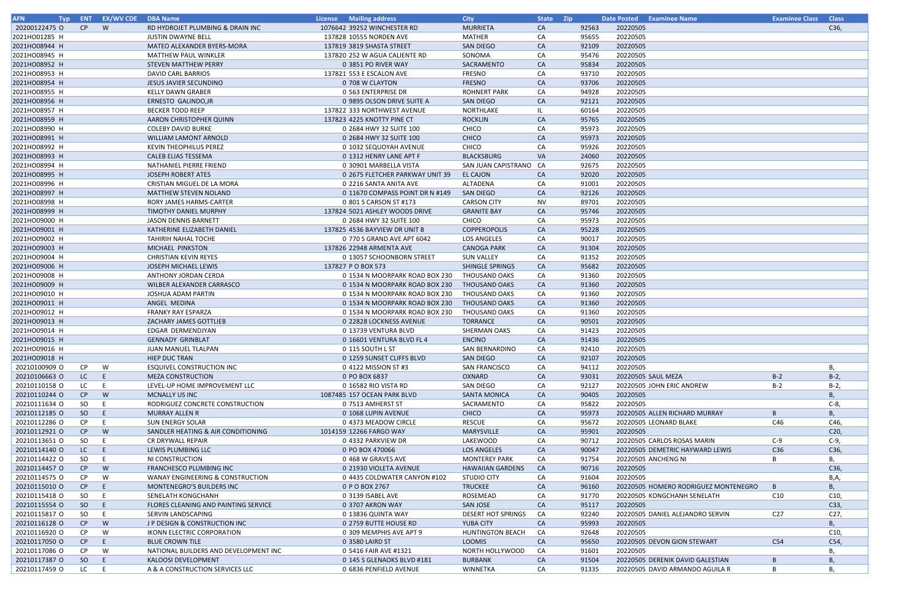| AFN | Typ | ENT | EX/WV CDE | DBA Name | License | Mailing address | City | State | Zip | Date Posted | Examinee Name | Examinee Class | Class |
|---|---|---|---|---|---|---|---|---|---|---|---|---|---|
| 20200122475 | O | CP | W | RD HYDROJET PLUMBING & DRAIN INC | 1076642 | 39252 WINCHESTER RD | MURRIETA | CA | 92563 | 20220505 | | | C36, |
| 2021HO01285 | H | | | JUSTIN DWAYNE BELL | 137828 | 10555 NORDEN AVE | MATHER | CA | 95655 | 20220505 | | | |
| 2021HO08944 | H | | | MATEO ALEXANDER BYERS-MORA | 137819 | 3819 SHASTA STREET | SAN DIEGO | CA | 92109 | 20220505 | | | |
| 2021HO08945 | H | | | MATTHEW PAUL WINKLER | 137820 | 252 W AGUA CALIENTE RD | SONOMA | CA | 95476 | 20220505 | | | |
| 2021HO08952 | H | | | STEVEN MATTHEW PERRY | 0 | 3851 PO RIVER WAY | SACRAMENTO | CA | 95834 | 20220505 | | | |
| 2021HO08953 | H | | | DAVID CARL BARRIOS | 137821 | 553 E ESCALON AVE | FRESNO | CA | 93710 | 20220505 | | | |
| 2021HO08954 | H | | | JESUS JAVIER SECUNDINO | 0 | 708 W CLAYTON | FRESNO | CA | 93706 | 20220505 | | | |
| 2021HO08955 | H | | | KELLY DAWN GRABER | 0 | 563 ENTERPRISE DR | ROHNERT PARK | CA | 94928 | 20220505 | | | |
| 2021HO08956 | H | | | ERNESTO GALINDO,JR | 0 | 9895 OLSON DRIVE SUITE A | SAN DIEGO | CA | 92121 | 20220505 | | | |
| 2021HO08957 | H | | | BECKER TODD REEP | 137822 | 333 NORTHWEST AVENUE | NORTHLAKE | IL | 60164 | 20220505 | | | |
| 2021HO08959 | H | | | AARON CHRISTOPHER QUINN | 137823 | 4225 KNOTTY PINE CT | ROCKLIN | CA | 95765 | 20220505 | | | |
| 2021HO08990 | H | | | COLEBY DAVID BURKE | 0 | 2684 HWY 32 SUITE 100 | CHICO | CA | 95973 | 20220505 | | | |
| 2021HO08991 | H | | | WILLIAM LAMONT ARNOLD | 0 | 2684 HWY 32 SUITE 100 | CHICO | CA | 95973 | 20220505 | | | |
| 2021HO08992 | H | | | KEVIN THEOPHILUS PEREZ | 0 | 1032 SEQUOYAH AVENUE | CHICO | CA | 95926 | 20220505 | | | |
| 2021HO08993 | H | | | CALEB ELIAS TESSEMA | 0 | 1312 HENRY LANE APT F | BLACKSBURG | VA | 24060 | 20220505 | | | |
| 2021HO08994 | H | | | NATHANIEL PIERRE FRIEND | 0 | 30901 MARBELLA VISTA | SAN JUAN CAPISTRANO | CA | 92675 | 20220505 | | | |
| 2021HO08995 | H | | | JOSEPH ROBERT ATES | 0 | 2675 FLETCHER PARKWAY UNIT 39 | EL CAJON | CA | 92020 | 20220505 | | | |
| 2021HO08996 | H | | | CRISTIAN MIGUEL DE LA MORA | 0 | 2216 SANTA ANITA AVE | ALTADENA | CA | 91001 | 20220505 | | | |
| 2021HO08997 | H | | | MATTHEW STEVEN NOLAND | 0 | 11670 COMPASS POINT DR N #149 | SAN DIEGO | CA | 92126 | 20220505 | | | |
| 2021HO08998 | H | | | RORY JAMES HARMS-CARTER | 0 | 801 S CARSON ST #173 | CARSON CITY | NV | 89701 | 20220505 | | | |
| 2021HO08999 | H | | | TIMOTHY DANIEL MURPHY | 137824 | 5021 ASHLEY WOODS DRIVE | GRANITE BAY | CA | 95746 | 20220505 | | | |
| 2021HO09000 | H | | | JASON DENNIS BARNETT | 0 | 2684 HWY 32 SUITE 100 | CHICO | CA | 95973 | 20220505 | | | |
| 2021HO09001 | H | | | KATHERINE ELIZABETH DANIEL | 137825 | 4536 BAYVIEW DR UNIT B | COPPEROPOLIS | CA | 95228 | 20220505 | | | |
| 2021HO09002 | H | | | TAHIRIH NAHAL TOCHE | 0 | 770 S GRAND AVE APT 6042 | LOS ANGELES | CA | 90017 | 20220505 | | | |
| 2021HO09003 | H | | | MICHAEL PINKSTON | 137826 | 22948 ARMENTA AVE | CANOGA PARK | CA | 91304 | 20220505 | | | |
| 2021HO09004 | H | | | CHRISTIAN KEVIN REYES | 0 | 13057 SCHOONBORN STREET | SUN VALLEY | CA | 91352 | 20220505 | | | |
| 2021HO09006 | H | | | JOSEPH MICHAEL LEWIS | 137827 | P O BOX 573 | SHINGLE SPRINGS | CA | 95682 | 20220505 | | | |
| 2021HO09008 | H | | | ANTHONY JORDAN CERDA | 0 | 1534 N MOORPARK ROAD BOX 230 | THOUSAND OAKS | CA | 91360 | 20220505 | | | |
| 2021HO09009 | H | | | WILBER ALEXANDER CARRASCO | 0 | 1534 N MOORPARK ROAD BOX 230 | THOUSAND OAKS | CA | 91360 | 20220505 | | | |
| 2021HO09010 | H | | | JOSHUA ADAM PARTIN | 0 | 1534 N MOORPARK ROAD BOX 230 | THOUSAND OAKS | CA | 91360 | 20220505 | | | |
| 2021HO09011 | H | | | ANGEL MEDINA | 0 | 1534 N MOORPARK ROAD BOX 230 | THOUSAND OAKS | CA | 91360 | 20220505 | | | |
| 2021HO09012 | H | | | FRANKY RAY ESPARZA | 0 | 1534 N MOORPARK ROAD BOX 230 | THOUSAND OAKS | CA | 91360 | 20220505 | | | |
| 2021HO09013 | H | | | ZACHARY JAMES GOTTLIEB | 0 | 22828 LOCKNESS AVENUE | TORRANCE | CA | 90501 | 20220505 | | | |
| 2021HO09014 | H | | | EDGAR DERMENDJYAN | 0 | 13739 VENTURA BLVD | SHERMAN OAKS | CA | 91423 | 20220505 | | | |
| 2021HO09015 | H | | | GENNADY GRINBLAT | 0 | 16601 VENTURA BLVD FL 4 | ENCINO | CA | 91436 | 20220505 | | | |
| 2021HO09016 | H | | | JUAN MANUEL TLALPAN | 0 | 115 SOUTH L ST | SAN BERNARDINO | CA | 92410 | 20220505 | | | |
| 2021HO09018 | H | | | HIEP DUC TRAN | 0 | 1259 SUNSET CLIFFS BLVD | SAN DIEGO | CA | 92107 | 20220505 | | | |
| 20210100909 | O | CP | W | ESQUIVEL CONSTRUCTION INC | 0 | 4122 MISSION ST #3 | SAN FRANCISCO | CA | 94112 | 20220505 | | | B, |
| 20210106663 | O | LC | E | MEZA CONSTRUCTION | 0 | PO BOX 6837 | OXNARD | CA | 93031 | 20220505 | SAUL MEZA | B-2 | B-2, |
| 20210110158 | O | LC | E | LEVEL-UP HOME IMPROVEMENT LLC | 0 | 16582 RIO VISTA RD | SAN DIEGO | CA | 92127 | 20220505 | JOHN ERIC ANDREW | B-2 | B-2, |
| 20210110244 | O | CP | W | MCNALLY US INC | 1087485 | 157 OCEAN PARK BLVD | SANTA MONICA | CA | 90405 | 20220505 | | | B, |
| 20210111634 | O | SO | E | RODRIGUEZ CONCRETE CONSTRUCTION | 0 | 7513 AMHERST ST | SACRAMENTO | CA | 95822 | 20220505 | | | C-8, |
| 20210112185 | O | SO | E | MURRAY ALLEN R | 0 | 1068 LUPIN AVENUE | CHICO | CA | 95973 | 20220505 | ALLEN RICHARD MURRAY | B | B, |
| 20210112286 | O | CP | E | SUN ENERGY SOLAR | 0 | 4373 MEADOW CIRCLE | RESCUE | CA | 95672 | 20220505 | LEONARD BLAKE | C46 | C46, |
| 20210112921 | O | CP | W | SANDLER HEATING & AIR CONDITIONING | 1014159 | 12266 FARGO WAY | MARYSVILLE | CA | 95901 | 20220505 | | | C20, |
| 20210113651 | O | SO | E | CR DRYWALL REPAIR | 0 | 4332 PARKVIEW DR | LAKEWOOD | CA | 90712 | 20220505 | CARLOS ROSAS MARIN | C-9 | C-9, |
| 20210114140 | O | LC | E | LEWIS PLUMBING LLC | 0 | PO BOX 470066 | LOS ANGELES | CA | 90047 | 20220505 | DEMETRIC HAYWARD LEWIS | C36 | C36, |
| 20210114422 | O | SO | E | NI CONSTRUCTION | 0 | 468 W GRAVES AVE | MONTEREY PARK | CA | 91754 | 20220505 | ANCHENG NI | B | B, |
| 20210114457 | O | CP | W | FRANCHESCO PLUMBING INC | 0 | 21930 VIOLETA AVENUE | HAWAIIAN GARDENS | CA | 90716 | 20220505 | | | C36, |
| 20210114575 | O | CP | W | WANAY ENGINEERING & CONSTRUCTION | 0 | 4435 COLDWATER CANYON #102 | STUDIO CITY | CA | 91604 | 20220505 | | | B,A, |
| 20210115010 | O | CP | E | MONTENEGRO'S BUILDERS INC | 0 | P O BOX 2767 | TRUCKEE | CA | 96160 | 20220505 | HOMERO RODRIGUEZ MONTENEGRO | B | B, |
| 20210115418 | O | SO | E | SENELATH KONGCHANH | 0 | 3139 ISABEL AVE | ROSEMEAD | CA | 91770 | 20220505 | KONGCHANH SENELATH | C10 | C10, |
| 20210115554 | O | SO | E | FLORES CLEANING AND PAINTING SERVICE | 0 | 3707 AKRON WAY | SAN JOSE | CA | 95117 | 20220505 | | | C33, |
| 20210115817 | O | SO | E | SERVIN LANDSCAPING | 0 | 13836 QUINTA WAY | DESERT HOT SPRINGS | CA | 92240 | 20220505 | DANIEL ALEJANDRO SERVIN | C27 | C27, |
| 20210116128 | O | CP | W | J P DESIGN & CONSTRUCTION INC | 0 | 2759 BUTTE HOUSE RD | YUBA CITY | CA | 95993 | 20220505 | | | B, |
| 20210116920 | O | CP | W | IKONN ELECTRIC CORPORATION | 0 | 309 MEMPHIS AVE APT 9 | HUNTINGTON BEACH | CA | 92648 | 20220505 | | | C10, |
| 20210117050 | O | CP | E | BLUE CROWN TILE | 0 | 3580 LAIRD ST | LOOMIS | CA | 95650 | 20220505 | DEVON GION STEWART | C54 | C54, |
| 20210117086 | O | CP | W | NATIONAL BUILDERS AND DEVELOPMENT INC | 0 | 5416 FAIR AVE #1321 | NORTH HOLLYWOOD | CA | 91601 | 20220505 | | | B, |
| 20210117387 | O | SO | E | KALOOSI DEVELOPMENT | 0 | 145 S GLENAOKS BLVD #181 | BURBANK | CA | 91504 | 20220505 | DERENIK DAVID GALESTIAN | B | B, |
| 20210117459 | O | LC | E | A & A CONSTRUCTION SERVICES LLC | 0 | 6836 PENFIELD AVENUE | WINNETKA | CA | 91335 | 20220505 | DAVID ARMANDO AGUILA R | B | B, |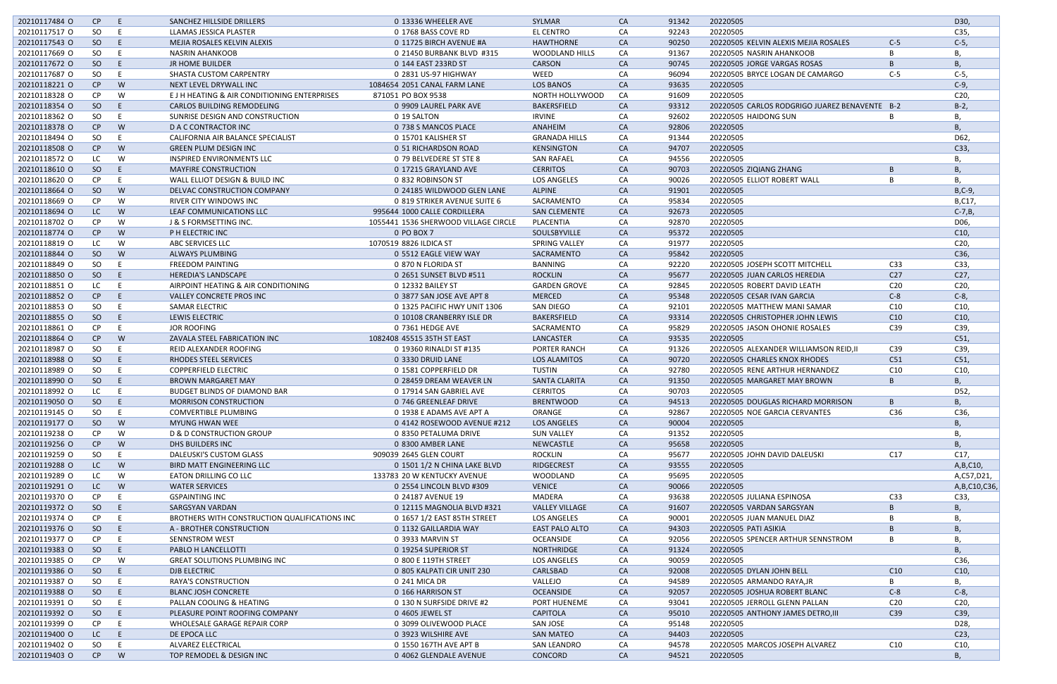| | | | | | | | | | | | |
|---|---|---|---|---|---|---|---|---|---|---|---|
| 20210117484 O | CP | E | SANCHEZ HILLSIDE DRILLERS | 0 13336 WHEELER AVE | SYLMAR | CA | 91342 | 20220505 | | | D30, |
| 20210117517 O | SO | E | LLAMAS JESSICA PLASTER | 0 1768 BASS COVE RD | EL CENTRO | CA | 92243 | 20220505 | | | C35, |
| 20210117543 O | SO | E | MEJIA ROSALES KELVIN ALEXIS | 0 11725 BIRCH AVENUE #A | HAWTHORNE | CA | 90250 | 20220505 | KELVIN ALEXIS MEJIA ROSALES | C-5 | C-5, |
| 20210117669 O | SO | E | NASRIN AHANKOOB | 0 21450 BURBANK BLVD #315 | WOODLAND HILLS | CA | 91367 | 20220505 | NASRIN AHANKOOB | B | B, |
| 20210117672 O | SO | E | JR HOME BUILDER | 0 144 EAST 233RD ST | CARSON | CA | 90745 | 20220505 | JORGE VARGAS ROSAS | B | B, |
| 20210117687 O | SO | E | SHASTA CUSTOM CARPENTRY | 0 2831 US-97 HIGHWAY | WEED | CA | 96094 | 20220505 | BRYCE LOGAN DE CAMARGO | C-5 | C-5, |
| 20210118221 O | CP | W | NEXT LEVEL DRYWALL INC | 1084654 2051 CANAL FARM LANE | LOS BANOS | CA | 93635 | 20220505 | | | C-9, |
| 20210118328 O | CP | W | E J H HEATING & AIR CONDITIONING ENTERPRISES | 871051 PO BOX 9538 | NORTH HOLLYWOOD | CA | 91609 | 20220505 | | | C20, |
| 20210118354 O | SO | E | CARLOS BUILDING REMODELING | 0 9909 LAUREL PARK AVE | BAKERSFIELD | CA | 93312 | 20220505 | CARLOS RODGRIGO JUAREZ BENAVENTE | B-2 | B-2, |
| 20210118362 O | SO | E | SUNRISE DESIGN AND CONSTRUCTION | 0 19 SALTON | IRVINE | CA | 92602 | 20220505 | HAIDONG SUN | B | B, |
| 20210118378 O | CP | W | D A C CONTRACTOR INC | 0 738 S MANCOS PLACE | ANAHEIM | CA | 92806 | 20220505 | | | B, |
| 20210118494 O | SO | E | CALIFORNIA AIR BALANCE SPECIALIST | 0 15701 KALISHER ST | GRANADA HILLS | CA | 91344 | 20220505 | | | D62, |
| 20210118508 O | CP | W | GREEN PLUM DESIGN INC | 0 51 RICHARDSON ROAD | KENSINGTON | CA | 94707 | 20220505 | | | C33, |
| 20210118572 O | LC | W | INSPIRED ENVIRONMENTS LLC | 0 79 BELVEDERE ST STE 8 | SAN RAFAEL | CA | 94556 | 20220505 | | | B, |
| 20210118610 O | SO | E | MAYFIRE CONSTRUCTION | 0 17215 GRAYLAND AVE | CERRITOS | CA | 90703 | 20220505 | ZIQIANG ZHANG | B | B, |
| 20210118620 O | CP | E | WALL ELLIOT DESIGN & BUILD INC | 0 832 ROBINSON ST | LOS ANGELES | CA | 90026 | 20220505 | ELLIOT ROBERT WALL | B | B, |
| 20210118664 O | SO | W | DELVAC CONSTRUCTION COMPANY | 0 24185 WILDWOOD GLEN LANE | ALPINE | CA | 91901 | 20220505 | | | B,C-9, |
| 20210118669 O | CP | W | RIVER CITY WINDOWS INC | 0 819 STRIKER AVENUE SUITE 6 | SACRAMENTO | CA | 95834 | 20220505 | | | B,C17, |
| 20210118694 O | LC | W | LEAF COMMUNICATIONS LLC | 995644 1000 CALLE CORDILLERA | SAN CLEMENTE | CA | 92673 | 20220505 | | | C-7,B, |
| 20210118702 O | CP | W | J & S FORMSETTING INC. | 1055441 1536 SHERWOOD VILLAGE CIRCLE | PLACENTIA | CA | 92870 | 20220505 | | | D06, |
| 20210118774 O | CP | W | P H ELECTRIC INC | 0 PO BOX 7 | SOULSBYVILLE | CA | 95372 | 20220505 | | | C10, |
| 20210118819 O | LC | W | ABC SERVICES LLC | 1070519 8826 ILDICA ST | SPRING VALLEY | CA | 91977 | 20220505 | | | C20, |
| 20210118844 O | SO | W | ALWAYS PLUMBING | 0 5512 EAGLE VIEW WAY | SACRAMENTO | CA | 95842 | 20220505 | | | C36, |
| 20210118849 O | SO | E | FREEDOM PAINTING | 0 870 N FLORIDA ST | BANNING | CA | 92220 | 20220505 | JOSEPH SCOTT MITCHELL | C33 | C33, |
| 20210118850 O | SO | E | HEREDIA'S LANDSCAPE | 0 2651 SUNSET BLVD #511 | ROCKLIN | CA | 95677 | 20220505 | JUAN CARLOS HEREDIA | C27 | C27, |
| 20210118851 O | LC | E | AIRPOINT HEATING & AIR CONDITIONING | 0 12332 BAILEY ST | GARDEN GROVE | CA | 92845 | 20220505 | ROBERT DAVID LEATH | C20 | C20, |
| 20210118852 O | CP | E | VALLEY CONCRETE PROS INC | 0 3877 SAN JOSE AVE APT 8 | MERCED | CA | 95348 | 20220505 | CESAR IVAN GARCIA | C-8 | C-8, |
| 20210118853 O | SO | E | SAMAR ELECTRIC | 0 1325 PACIFIC HWY UNIT 1306 | SAN DIEGO | CA | 92101 | 20220505 | MATTHEW MANI SAMAR | C10 | C10, |
| 20210118855 O | SO | E | LEWIS ELECTRIC | 0 10108 CRANBERRY ISLE DR | BAKERSFIELD | CA | 93314 | 20220505 | CHRISTOPHER JOHN LEWIS | C10 | C10, |
| 20210118861 O | CP | E | JOR ROOFING | 0 7361 HEDGE AVE | SACRAMENTO | CA | 95829 | 20220505 | JASON OHONIE ROSALES | C39 | C39, |
| 20210118864 O | CP | W | ZAVALA STEEL FABRICATION INC | 1082408 45515 35TH ST EAST | LANCASTER | CA | 93535 | 20220505 | | | C51, |
| 20210118987 O | SO | E | REID ALEXANDER ROOFING | 0 19360 RINALDI ST #135 | PORTER RANCH | CA | 91326 | 20220505 | ALEXANDER WILLIAMSON REID,II | C39 | C39, |
| 20210118988 O | SO | E | RHODES STEEL SERVICES | 0 3330 DRUID LANE | LOS ALAMITOS | CA | 90720 | 20220505 | CHARLES KNOX RHODES | C51 | C51, |
| 20210118989 O | SO | E | COPPERFIELD ELECTRIC | 0 1581 COPPERFIELD DR | TUSTIN | CA | 92780 | 20220505 | RENE ARTHUR HERNANDEZ | C10 | C10, |
| 20210118990 O | SO | E | BROWN MARGARET MAY | 0 28459 DREAM WEAVER LN | SANTA CLARITA | CA | 91350 | 20220505 | MARGARET MAY BROWN | B | B, |
| 20210118992 O | LC | E | BUDGET BLINDS OF DIAMOND BAR | 0 17914 SAN GABRIEL AVE | CERRITOS | CA | 90703 | 20220505 | | | D52, |
| 20210119050 O | SO | E | MORRISON CONSTRUCTION | 0 746 GREENLEAF DRIVE | BRENTWOOD | CA | 94513 | 20220505 | DOUGLAS RICHARD MORRISON | B | B, |
| 20210119145 O | SO | E | COMVERTIBLE PLUMBING | 0 1938 E ADAMS AVE APT A | ORANGE | CA | 92867 | 20220505 | NOE GARCIA CERVANTES | C36 | C36, |
| 20210119177 O | SO | W | MYUNG HWAN WEE | 0 4142 ROSEWOOD AVENUE #212 | LOS ANGELES | CA | 90004 | 20220505 | | | B, |
| 20210119238 O | CP | W | D & D CONSTRUCTION GROUP | 0 8350 PETALUMA DRIVE | SUN VALLEY | CA | 91352 | 20220505 | | | B, |
| 20210119256 O | CP | W | DHS BUILDERS INC | 0 8300 AMBER LANE | NEWCASTLE | CA | 95658 | 20220505 | | | B, |
| 20210119259 O | SO | E | DALEUSKI'S CUSTOM GLASS | 909039 2645 GLEN COURT | ROCKLIN | CA | 95677 | 20220505 | JOHN DAVID DALEUSKI | C17 | C17, |
| 20210119288 O | LC | W | BIRD MATT ENGINEERING LLC | 0 1501 1/2 N CHINA LAKE BLVD | RIDGECREST | CA | 93555 | 20220505 | | | A,B,C10, |
| 20210119289 O | LC | W | EATON DRILLING CO LLC | 133783 20 W KENTUCKY AVENUE | WOODLAND | CA | 95695 | 20220505 | | | A,C57,D21, |
| 20210119291 O | LC | W | WATER SERVICES | 0 2554 LINCOLN BLVD #309 | VENICE | CA | 90066 | 20220505 | | | A,B,C10,C36, |
| 20210119370 O | CP | E | GSPAINTING INC | 0 24187 AVENUE 19 | MADERA | CA | 93638 | 20220505 | JULIANA ESPINOSA | C33 | C33, |
| 20210119372 O | SO | E | SARGSYAN VARDAN | 0 12115 MAGNOLIA BLVD #321 | VALLEY VILLAGE | CA | 91607 | 20220505 | VARDAN SARGSYAN | B | B, |
| 20210119374 O | CP | E | BROTHERS WITH CONSTRUCTION QUALIFICATIONS INC | 0 1657 1/2 EAST 85TH STREET | LOS ANGELES | CA | 90001 | 20220505 | JUAN MANUEL DIAZ | B | B, |
| 20210119376 O | SO | E | A - BROTHER CONSTRUCTION | 0 1132 GAILLARDIA WAY | EAST PALO ALTO | CA | 94303 | 20220505 | PATI ASIKIA | B | B, |
| 20210119377 O | CP | E | SENNSTROM WEST | 0 3933 MARVIN ST | OCEANSIDE | CA | 92056 | 20220505 | SPENCER ARTHUR SENNSTROM | B | B, |
| 20210119383 O | SO | E | PABLO H LANCELLOTTI | 0 19254 SUPERIOR ST | NORTHRIDGE | CA | 91324 | 20220505 | | | B, |
| 20210119385 O | CP | W | GREAT SOLUTIONS PLUMBING INC | 0 800 E 119TH STREET | LOS ANGELES | CA | 90059 | 20220505 | | | C36, |
| 20210119386 O | SO | E | DJB ELECTRIC | 0 805 KALPATI CIR UNIT 230 | CARLSBAD | CA | 92008 | 20220505 | DYLAN JOHN BELL | C10 | C10, |
| 20210119387 O | SO | E | RAYA'S CONSTRUCTION | 0 241 MICA DR | VALLEJO | CA | 94589 | 20220505 | ARMANDO RAYA,JR | B | B, |
| 20210119388 O | SO | E | BLANC JOSH CONCRETE | 0 166 HARRISON ST | OCEANSIDE | CA | 92057 | 20220505 | JOSHUA ROBERT BLANC | C-8 | C-8, |
| 20210119391 O | SO | E | PALLAN COOLING & HEATING | 0 130 N SURFSIDE DRIVE #2 | PORT HUENEME | CA | 93041 | 20220505 | JERROLL GLENN PALLAN | C20 | C20, |
| 20210119392 O | SO | E | PLEASURE POINT ROOFING COMPANY | 0 4605 JEWEL ST | CAPITOLA | CA | 95010 | 20220505 | ANTHONY JAMES DETRO,III | C39 | C39, |
| 20210119399 O | CP | E | WHOLESALE GARAGE REPAIR CORP | 0 3099 OLIVEWOOD PLACE | SAN JOSE | CA | 95148 | 20220505 | | | D28, |
| 20210119400 O | LC | E | DE EPOCA LLC | 0 3923 WILSHIRE AVE | SAN MATEO | CA | 94403 | 20220505 | | | C23, |
| 20210119402 O | SO | E | ALVAREZ ELECTRICAL | 0 1550 167TH AVE APT B | SAN LEANDRO | CA | 94578 | 20220505 | MARCOS JOSEPH ALVAREZ | C10 | C10, |
| 20210119403 O | CP | W | TOP REMODEL & DESIGN INC | 0 4062 GLENDALE AVENUE | CONCORD | CA | 94521 | 20220505 | | | B, |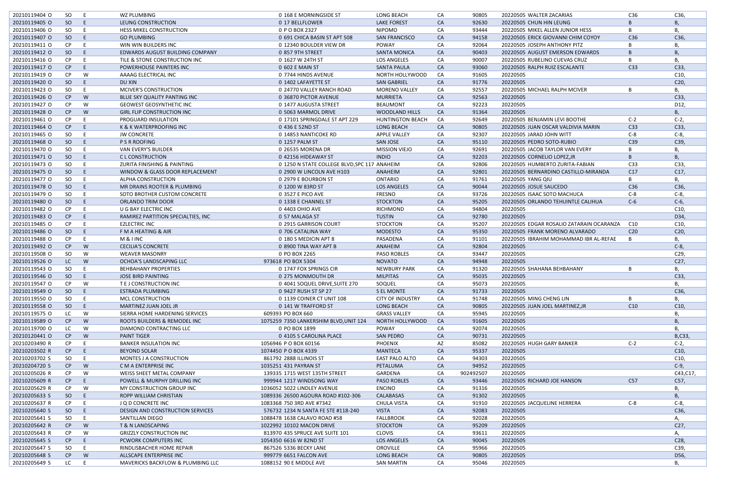| | | | | | | | | | | | | |
|---|---|---|---|---|---|---|---|---|---|---|---|---|
| 20210119404 O | SO | E | WZ PLUMBING | 0 | 168 E MORNINGSIDE ST | LONG BEACH | CA | 90805 | 20220505 | WALTER ZACARIAS | C36 | C36, |
| 20210119405 O | SO | E | LEUNG CONSTRUCTION | 0 | 17 BELLFLOWER | LAKE FOREST | CA | 92630 | 20220505 | CHUN HIN LEUNG | B | B, |
| 20210119406 O | SO | E | HESS MIKEL CONSTRUCTION | 0 | P O BOX 2327 | NIPOMO | CA | 93444 | 20220505 | MIKEL ALLEN JUNIOR HESS | B | B, |
| 20210119407 O | SO | E | GO PLUMBING | 0 | 691 CHICA BASIN ST APT 508 | SAN FRANCISCO | CA | 94158 | 20220505 | ERICK GIOVANNI CHIM COYOY | C36 | C36, |
| 20210119411 O | CP | E | WIN WIN BUILDERS INC | 0 | 12340 BOULDER VIEW DR | POWAY | CA | 92064 | 20220505 | JOSEPH ANTHONY PITZ | B | B, |
| 20210119412 O | SO | E | EDWARDS AUGUST BUILDING COMPANY | 0 | 857 9TH STREET | SANTA MONICA | CA | 90403 | 20220505 | AUGUST EMERSON EDWARDS | B | B, |
| 20210119416 O | CP | E | TILE & STONE CONSTRUCTION INC | 0 | 1627 W 24TH ST | LOS ANGELES | CA | 90007 | 20220505 | RUBELINO CUEVAS CRUZ | B | B, |
| 20210119417 O | CP | E | POWERHOUSE PAINTERS INC | 0 | 602 E MAIN ST | SANTA PAULA | CA | 93060 | 20220505 | RALPH RUIZ ESCALANTE | C33 | C33, |
| 20210119419 O | CP | W | AAAAG ELECTRICAL INC | 0 | 7744 HINDS AVENUE | NORTH HOLLYWOOD | CA | 91605 | 20220505 | | | C10, |
| 20210119420 O | SO | E | DU XIN | 0 | 1402 LAFAYETTE ST | SAN GABRIEL | CA | 91776 | 20220505 | | | C20, |
| 20210119423 O | SO | E | MCIVER'S CONSTRUCTION | 0 | 24770 VALLEY RANCH ROAD | MORENO VALLEY | CA | 92557 | 20220505 | MICHAEL RALPH MCIVER | B | B, |
| 20210119426 O | CP | W | BLUE SKY QUALITY PANTING INC | 0 | 36870 PICTOR AVENUE | MURRIETA | CA | 92563 | 20220505 | | | C33, |
| 20210119427 O | CP | W | GEOWEST GEOSYNTHETIC INC | 0 | 1477 AUGUSTA STREET | BEAUMONT | CA | 92223 | 20220505 | | | D12, |
| 20210119428 O | CP | W | GIRL FLIP CONSTRUCTION INC | 0 | 5063 MARMOL DRIVE | WOODLAND HILLS | CA | 91364 | 20220505 | | | B, |
| 20210119461 O | CP | E | PROGUARD INSULATION | 0 | 17101 SPRINGDALE ST APT 229 | HUNTINGTON BEACH | CA | 92649 | 20220505 | BENJAMIN LEVI BOOTHE | C-2 | C-2, |
| 20210119464 O | CP | E | K & K WATERPROOFING INC | 0 | 436 E 52ND ST | LONG BEACH | CA | 90805 | 20220505 | JUAN OSCAR VALDIVIA MARIN | C33 | C33, |
| 20210119465 O | SO | E | JW CONCRETE | 0 | 14853 NANTICOKE RD | APPLE VALLEY | CA | 92307 | 20220505 | JARAD JOHN WITT | C-8 | C-8, |
| 20210119468 O | SO | E | P S R ROOFING | 0 | 1257 PALM ST | SAN JOSE | CA | 95110 | 20220505 | PEDRO SOTO-RUBIO | C39 | C39, |
| 20210119470 O | SO | E | VAN EVERY'S BUILDER | 0 | 26535 MORENA DR | MISSION VIEJO | CA | 92691 | 20220505 | JACOB TAYLOR VAN EVERY | B | B, |
| 20210119471 O | SO | E | C L CONSTRUCTION | 0 | 42156 HIDEAWAY ST | INDIO | CA | 92203 | 20220505 | CORNELIO LOPEZ,JR | B | B, |
| 20210119473 O | SO | E | ZURITA FINISHING & PAINTING | 0 | 1250 N STATE COLLEGE BLVD,SPC 117 | ANAHEIM | CA | 92806 | 20220505 | HUMBERTO ZURITA-FABIAN | C33 | C33, |
| 20210119475 O | SO | E | WINDOW & GLASS DOOR REPLACEMENT | 0 | 2900 W LINCOLN AVE H103 | ANAHEIM | CA | 92801 | 20220505 | BERNARDINO CASTILLO-MIRANDA | C17 | C17, |
| 20210119477 O | SO | E | ALPHA CONSTRUCTION | 0 | 2979 E BOURBON ST | ONTARIO | CA | 91761 | 20220505 | YANG QIU | B | B, |
| 20210119478 O | SO | E | MR DRAINS ROOTER & PLUMBING | 0 | 1200 W 83RD ST | LOS ANGELES | CA | 90044 | 20220505 | JOSUE SAUCEDO | C36 | C36, |
| 20210119479 O | SO | E | SOTO BROTHER CUSTOM CONCRETE | 0 | 3527 E PICO AVE | FRESNO | CA | 93726 | 20220505 | ISAAC SOTO MACHUCA | C-8 | C-8, |
| 20210119480 O | SO | E | ORLANDO TRIM DOOR | 0 | 1338 E CHANNEL ST | STOCKTON | CA | 95205 | 20220505 | ORLANDO TEHUINTLE CALIHUA | C-6 | C-6, |
| 20210119482 O | CP | E | U G BAY ELECTRIC INC | 0 | 4403 OHIO AVE | RICHMOND | CA | 94804 | 20220505 | | | C10, |
| 20210119483 O | CP | E | RAMIREZ PARTITION SPECIALTIES, INC | 0 | 57 MALAGA ST | TUSTIN | CA | 92780 | 20220505 | | | D34, |
| 20210119485 O | CP | E | EZLECTRIC INC | 0 | 2915 GARRISON COURT | STOCKTON | CA | 95207 | 20220505 | EDGAR ROSALIO ZATARAIN OCARANZA | C10 | C10, |
| 20210119486 O | SO | E | F M A HEATING & AIR | 0 | 706 CATALINA WAY | MODESTO | CA | 95350 | 20220505 | FRANK MORENO ALVARADO | C20 | C20, |
| 20210119488 O | CP | E | M & I INC | 0 | 180 S MEDICIN APT 8 | PASADENA | CA | 91101 | 20220505 | IBRAHIM MOHAMMAD IBR AL-REFAE | B | B, |
| 20210119492 O | CP | W | CECILIA'S CONCRETE | 0 | 8900 TINA WAY APT B | ANAHEIM | CA | 92804 | 20220505 | | | C-8, |
| 20210119508 O | SO | W | WEAVER MASONRY | 0 | PO BOX 2265 | PASO ROBLES | CA | 93447 | 20220505 | | | C29, |
| 20210119526 O | LC | W | OCHOA'S LANDSCAPING LLC | 973618 | PO BOX 5304 | NOVATO | CA | 94948 | 20220505 | | | C27, |
| 20210119543 O | SO | E | BEHBAHANY PROPERTIES | 0 | 1747 FOX SPRINGS CIR | NEWBURY PARK | CA | 91320 | 20220505 | SHAHANA BEHBAHANY | B | B, |
| 20210119546 O | SO | E | JOSE BIRD PAINTING | 0 | 275 MONMOUTH DR | MILPITAS | CA | 95035 | 20220505 | | | C33, |
| 20210119547 O | CP | W | T E J CONSTRUCTION INC | 0 | 4041 SOQUEL DRIVE,SUITE 270 | SOQUEL | CA | 95073 | 20220505 | | | B, |
| 20210119549 O | SO | E | ESTRADA PLUMBING | 0 | 9427 RUSH ST SP 27 | S EL MONTE | CA | 91733 | 20220505 | | | C36, |
| 20210119550 O | SO | E | MCL CONSTRUCTION | 0 | 1139 COINER CT UNIT 108 | CITY OF INDUSTRY | CA | 91748 | 20220505 | MING CHENG LIN | B | B, |
| 20210119558 O | SO | E | MARTINEZ JUAN JOEL JR | 0 | 141 W TRAFFORD ST | LONG BEACH | CA | 90805 | 20220505 | JUAN JOEL MARTINEZ,JR | C10 | C10, |
| 20210119575 O | LC | W | SIERRA HOME HARDENING SERVICES | 609393 | PO BOX 660 | GRASS VALLEY | CA | 95945 | 20220505 | | | B, |
| 20210119589 O | CP | W | ROOTS BUILDERS & REMODEL INC | 1075259 | 7350 LANKERSHIM BLVD,UNIT 124 | NORTH HOLLYWOOD | CA | 91605 | 20220505 | | | B, |
| 20210119700 O | LC | W | DIAMOND CONTRACTING LLC | 0 | PO BOX 1899 | POWAY | CA | 92074 | 20220505 | | | B, |
| 20210120441 O | CP | W | PAINT TIGER | 0 | 4105 S CAROLINA PLACE | SAN PEDRO | CA | 90731 | 20220505 | | | B,C33, |
| 20210203490 R | CP | E | BANKER INSULATION INC | 1056946 | P O BOX 60156 | PHOENIX | AZ | 85082 | 20220505 | HUGH GARY BANKER | C-2 | C-2, |
| 20210203502 R | CP | E | BEYOND SOLAR | 1074450 | P O BOX 4339 | MANTECA | CA | 95337 | 20220505 | | | C10, |
| 20210203702 S | SO | E | MONTES J A CONSTRUCTION | 861792 | 2888 ILLINOIS ST | EAST PALO ALTO | CA | 94303 | 20220505 | | | C10, |
| 20210204720 S | CP | W | C M A ENTERPRISE INC | 1035251 | 431 PAYRAN ST | PETALUMA | CA | 94952 | 20220505 | | | C-9, |
| 20210205026 R | CP | W | WEISS SHEET METAL COMPANY | 139335 | 1715 WEST 135TH STREET | GARDENA | CA | 902492507 | 20220505 | | | C43,C17, |
| 20210205609 R | CP | E | POWELL & MURPHY DRILLING INC | 999944 | 1217 WINDSONG WAY | PASO ROBLES | CA | 93446 | 20220505 | RICHARD JOE HANSON | C57 | C57, |
| 20210205629 R | CP | W | MY CONSTRUCTION GROUP INC | 1036052 | 5022 LINDLEY AVENUE | ENCINO | CA | 91316 | 20220505 | | | B, |
| 20210205633 S | SO | E | ROPP WILLIAM CHRISTIAN | 1089336 | 26500 AGOURA ROAD #102-306 | CALABASAS | CA | 91302 | 20220505 | | | B, |
| 20210205637 R | CP | E | J Q D CONCRETE INC | 1083368 | 750 3RD AVE #7342 | CHULA VISTA | CA | 91910 | 20220505 | JACQUELINE HERRERA | C-8 | C-8, |
| 20210205640 S | SO | E | DESIGN AND CONSTRUCTION SERVICES | 576732 | 1234 N SANTA FE STE #118-240 | VISTA | CA | 92083 | 20220505 | | | C36, |
| 20210205641 S | SO | E | SANTILLAN DIEGO | 1088478 | 1638 CALAVO ROAD #58 | FALLBROOK | CA | 92028 | 20220505 | | | A, |
| 20210205642 R | CP | W | T & N LANDSCAPING | 1022992 | 10102 MACON DRIVE | STOCKTON | CA | 95209 | 20220505 | | | C27, |
| 20210205643 R | CP | W | GRIZZLY CONSTRUCTION INC | 813970 | 435 SPRUCE AVE SUITE 101 | CLOVIS | CA | 93611 | 20220505 | | | A, |
| 20210205645 S | CP | E | PCWORK COMPUTERS INC | 1054350 | 6616 W 82ND ST | LOS ANGELES | CA | 90045 | 20220505 | | | C28, |
| 20210205647 S | SO | E | RINDLISBACHER HOME REPAIR | 867526 | 5336 BECKY LANE | OROVILLE | CA | 95966 | 20220505 | | | C39, |
| 20210205648 S | CP | W | ALLSCAPE ENTERPRISE INC | 999779 | 6651 FALCON AVE | LONG BEACH | CA | 90805 | 20220505 | | | D56, |
| 20210205649 S | LC | E | MAVERICKS BACKFLOW & PLUMBING LLC | 1088152 | 90 E MIDDLE AVE | SAN MARTIN | CA | 95046 | 20220505 | | | B, |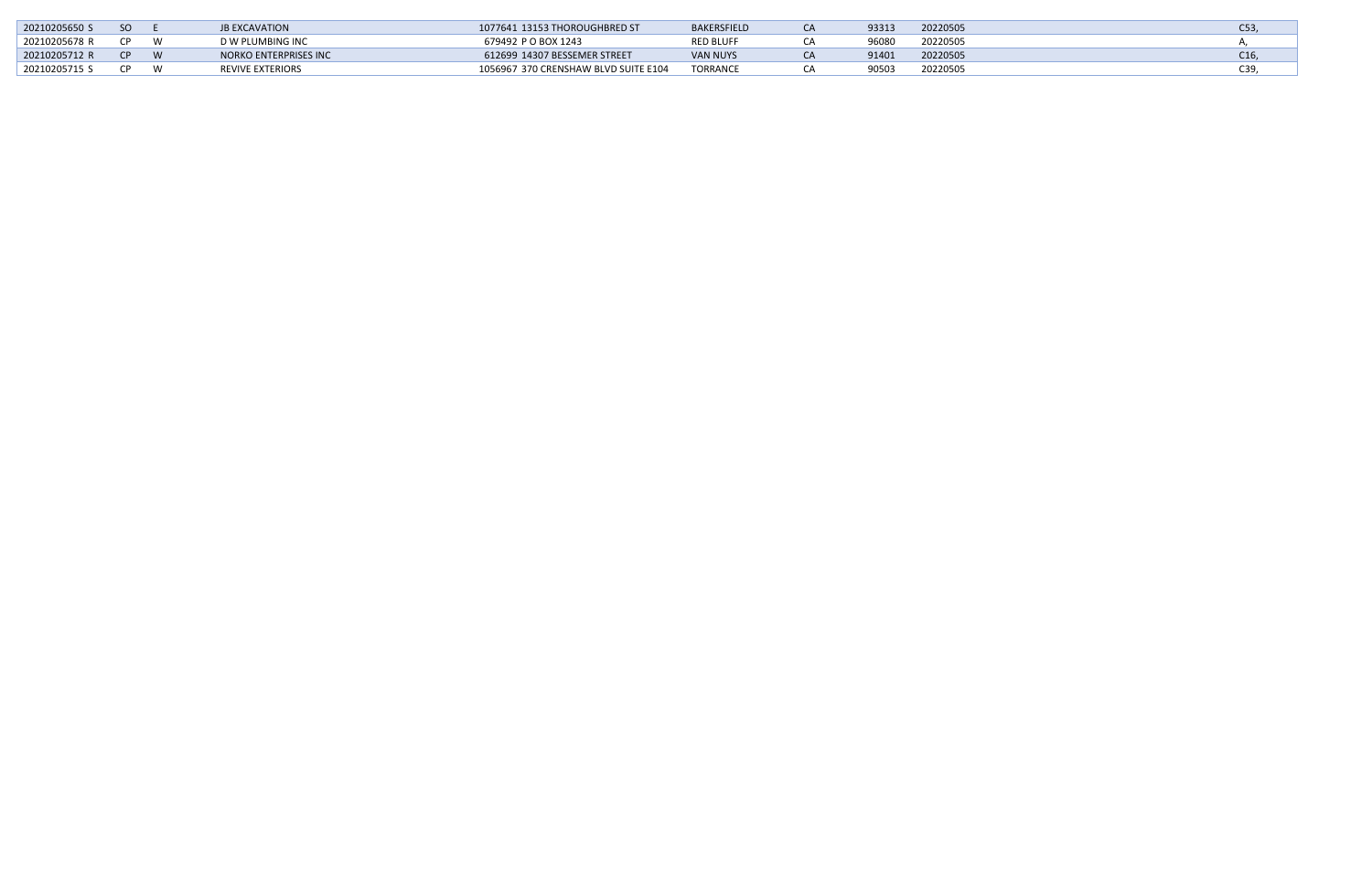| | | | | | | | | | |
|---|---|---|---|---|---|---|---|---|---|
| 20210205650 S | SO | E | JB EXCAVATION | 1077641 13153 THOROUGHBRED ST | BAKERSFIELD | CA | 93313 | 20220505 | C53, |
| 20210205678 R | CP | W | D W PLUMBING INC | 679492 P O BOX 1243 | RED BLUFF | CA | 96080 | 20220505 | A, |
| 20210205712 R | CP | W | NORKO ENTERPRISES INC | 612699 14307 BESSEMER STREET | VAN NUYS | CA | 91401 | 20220505 | C16, |
| 20210205715 S | CP | W | REVIVE EXTERIORS | 1056967 370 CRENSHAW BLVD SUITE E104 | TORRANCE | CA | 90503 | 20220505 | C39, |